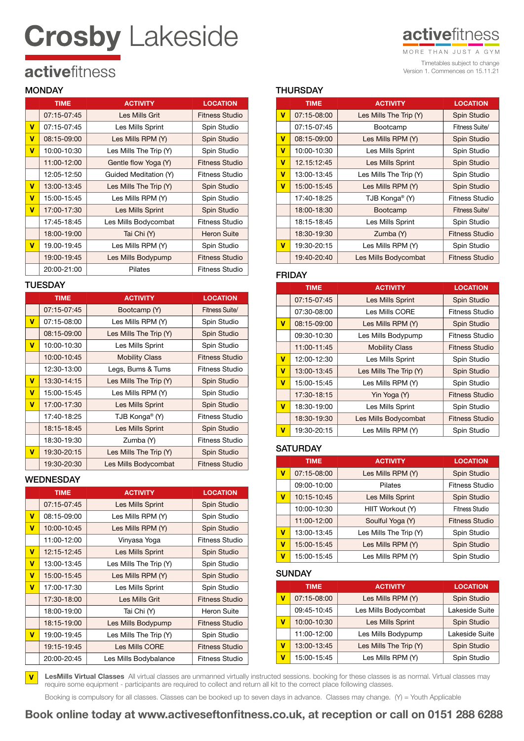# Crosby Lakeside

## activefitness

activefitness
MORE THAN JUST A GYM

Timetables subject to change
Version 1. Commences on 15.11.21

### MONDAY

| | TIME | ACTIVITY | LOCATION |
|---|---|---|---|
| | 07:15-07:45 | Les Mills Grit | Fitness Studio |
| V | 07:15-07:45 | Les Mills Sprint | Spin Studio |
| V | 08:15-09:00 | Les Mills RPM (Y) | Spin Studio |
| V | 10:00-10:30 | Les Mills The Trip (Y) | Spin Studio |
| | 11:00-12:00 | Gentle flow Yoga (Y) | Fitness Studio |
| | 12:05-12:50 | Guided Meditation (Y) | Fitness Studio |
| V | 13:00-13:45 | Les Mills The Trip (Y) | Spin Studio |
| V | 15:00-15:45 | Les Mills RPM (Y) | Spin Studio |
| V | 17:00-17:30 | Les Mills Sprint | Spin Studio |
| | 17:45-18:45 | Les Mills Bodycombat | Fitness Studio |
| | 18:00-19:00 | Tai Chi (Y) | Heron Suite |
| V | 19.00-19:45 | Les Mills RPM (Y) | Spin Studio |
| | 19:00-19:45 | Les Mills Bodypump | Fitness Studio |
| | 20:00-21:00 | Pilates | Fitness Studio |

### TUESDAY

| | TIME | ACTIVITY | LOCATION |
|---|---|---|---|
| | 07:15-07:45 | Bootcamp (Y) | Fitness Suite/ |
| V | 07:15-08:00 | Les Mills RPM (Y) | Spin Studio |
| | 08:15-09:00 | Les Mills The Trip (Y) | Spin Studio |
| V | 10:00-10:30 | Les Mills Sprint | Spin Studio |
| | 10:00-10:45 | Mobility Class | Fitness Studio |
| | 12:30-13:00 | Legs, Bums & Tums | Fitness Studio |
| V | 13:30-14:15 | Les Mills The Trip (Y) | Spin Studio |
| V | 15:00-15:45 | Les Mills RPM (Y) | Spin Studio |
| V | 17:00-17:30 | Les Mills Sprint | Spin Studio |
| | 17:40-18:25 | TJB Konga® (Y) | Fitness Studio |
| | 18:15-18:45 | Les Mills Sprint | Spin Studio |
| | 18:30-19:30 | Zumba (Y) | Fitness Studio |
| V | 19:30-20:15 | Les Mills The Trip (Y) | Spin Studio |
| | 19:30-20:30 | Les Mills Bodycombat | Fitness Studio |

### WEDNESDAY

| | TIME | ACTIVITY | LOCATION |
|---|---|---|---|
| | 07:15-07:45 | Les Mills Sprint | Spin Studio |
| V | 08:15-09:00 | Les Mills RPM (Y) | Spin Studio |
| V | 10:00-10:45 | Les Mills RPM (Y) | Spin Studio |
| | 11:00-12:00 | Vinyasa Yoga | Fitness Studio |
| V | 12:15-12:45 | Les Mills Sprint | Spin Studio |
| V | 13:00-13:45 | Les Mills The Trip (Y) | Spin Studio |
| V | 15:00-15:45 | Les Mills RPM (Y) | Spin Studio |
| V | 17:00-17:30 | Les Mills Sprint | Spin Studio |
| | 17:30-18:00 | Les Mills Grit | Fitness Studio |
| | 18:00-19:00 | Tai Chi (Y) | Heron Suite |
| | 18:15-19:00 | Les Mills Bodypump | Fitness Studio |
| V | 19:00-19:45 | Les Mills The Trip (Y) | Spin Studio |
| | 19:15-19:45 | Les Mills CORE | Fitness Studio |
| | 20:00-20:45 | Les Mills Bodybalance | Fitness Studio |

### THURSDAY

| | TIME | ACTIVITY | LOCATION |
|---|---|---|---|
| V | 07:15-08:00 | Les Mills The Trip (Y) | Spin Studio |
| | 07:15-07:45 | Bootcamp | Fitness Suite/ |
| V | 08:15-09:00 | Les Mills RPM (Y) | Spin Studio |
| V | 10:00-10:30 | Les Mills Sprint | Spin Studio |
| V | 12.15:12:45 | Les Mills Sprint | Spin Studio |
| V | 13:00-13:45 | Les Mills The Trip (Y) | Spin Studio |
| V | 15:00-15:45 | Les Mills RPM (Y) | Spin Studio |
| | 17:40-18:25 | TJB Konga® (Y) | Fitness Studio |
| | 18:00-18:30 | Bootcamp | Fitness Suite/ |
| | 18:15-18:45 | Les Mills Sprint | Spin Studio |
| | 18:30-19:30 | Zumba (Y) | Fitness Studio |
| V | 19:30-20:15 | Les Mills RPM (Y) | Spin Studio |
| | 19:40-20:40 | Les Mills Bodycombat | Fitness Studio |

### FRIDAY

| | TIME | ACTIVITY | LOCATION |
|---|---|---|---|
| | 07:15-07:45 | Les Mills Sprint | Spin Studio |
| | 07:30-08:00 | Les Mills CORE | Fitness Studio |
| V | 08:15-09:00 | Les Mills RPM (Y) | Spin Studio |
| | 09:30-10:30 | Les Mills Bodypump | Fitness Studio |
| | 11:00-11:45 | Mobility Class | Fitness Studio |
| V | 12:00-12:30 | Les Mills Sprint | Spin Studio |
| V | 13:00-13:45 | Les Mills The Trip (Y) | Spin Studio |
| V | 15:00-15:45 | Les Mills RPM (Y) | Spin Studio |
| | 17:30-18:15 | Yin Yoga (Y) | Fitness Studio |
| V | 18:30-19:00 | Les Mills Sprint | Spin Studio |
| | 18:30-19:30 | Les Mills Bodycombat | Fitness Studio |
| V | 19:30-20:15 | Les Mills RPM (Y) | Spin Studio |

### SATURDAY

| | TIME | ACTIVITY | LOCATION |
|---|---|---|---|
| V | 07:15-08:00 | Les Mills RPM (Y) | Spin Studio |
| | 09:00-10:00 | Pilates | Fitness Studio |
| V | 10:15-10:45 | Les Mills Sprint | Spin Studio |
| | 10:00-10:30 | HIIT Workout (Y) | Fitness Studio |
| | 11:00-12:00 | Soulful Yoga (Y) | Fitness Studio |
| V | 13:00-13:45 | Les Mills The Trip (Y) | Spin Studio |
| V | 15:00-15:45 | Les Mills RPM (Y) | Spin Studio |
| V | 15:00-15:45 | Les Mills RPM (Y) | Spin Studio |

### SUNDAY

| | TIME | ACTIVITY | LOCATION |
|---|---|---|---|
| V | 07:15-08:00 | Les Mills RPM (Y) | Spin Studio |
| | 09:45-10:45 | Les Mills Bodycombat | Lakeside Suite |
| V | 10:00-10:30 | Les Mills Sprint | Spin Studio |
| | 11:00-12:00 | Les Mills Bodypump | Lakeside Suite |
| V | 13:00-13:45 | Les Mills The Trip (Y) | Spin Studio |
| V | 15:00-15:45 | Les Mills RPM (Y) | Spin Studio |

**V** **LesMills Virtual Classes** All virtual classes are unmanned virtually instructed sessions. booking for these classes is as normal. Virtual classes may require some equipment - participants are required to collect and return all kit to the correct place following classes.

Booking is compulsory for all classes. Classes can be booked up to seven days in advance. Classes may change. (Y) = Youth Applicable

**Book online today at www.activeseftonfitness.co.uk, at reception or call on 0151 288 6288**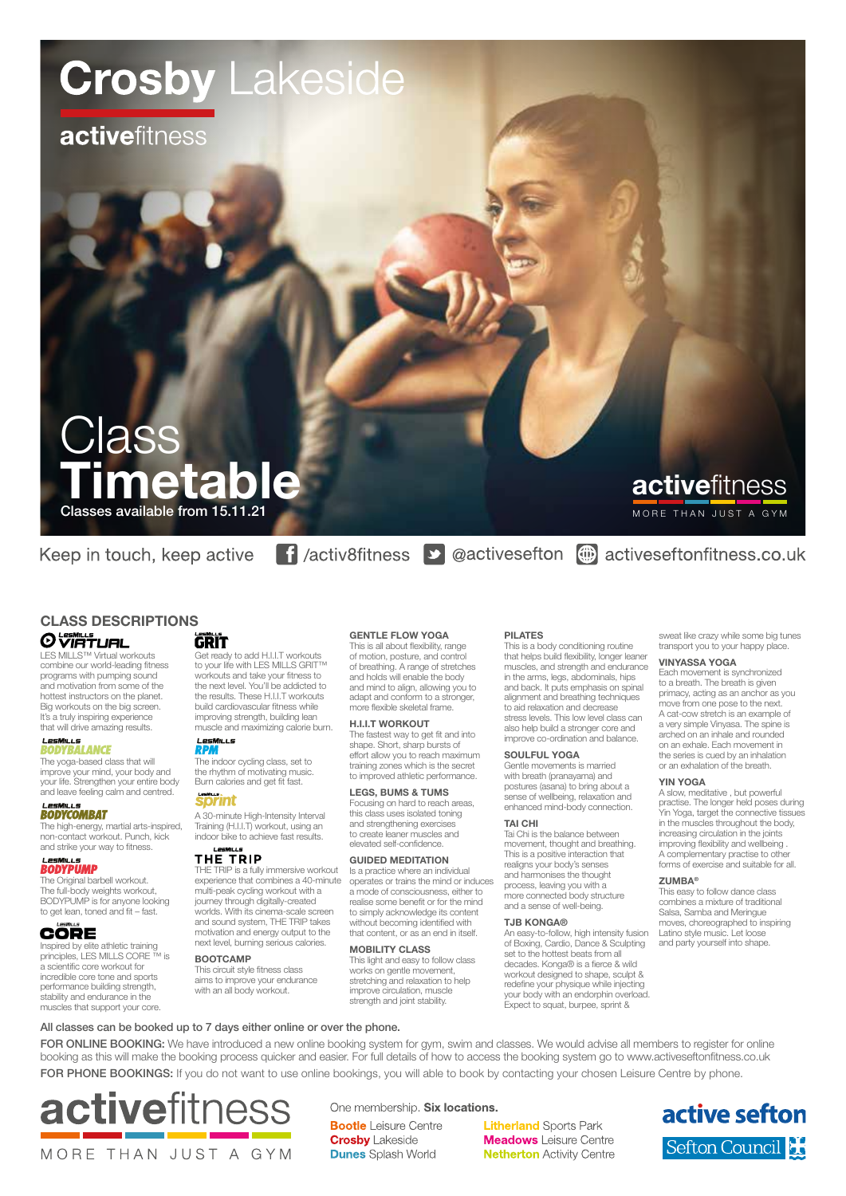# Crosby Lakeside

**active**fitness

# Class **Timetable**

Classes available from 15.11.21

**active**fitness

MORE THAN JUST A GYM

Keep in touch, keep active /activ8fitness @activesefton activeseftonfitness.co.uk

## CLASS DESCRIPTIONS

### LESMILLS VIRTUAL

LES MILLS™ Virtual workouts combine our world-leading fitness programs with pumping sound and motivation from some of the hottest instructors on the planet. Big workouts on the big screen. It's a truly inspiring experience that will drive amazing results.

### LESMILLS BODYBALANCE

The yoga-based class that will improve your mind, your body and your life. Strengthen your entire body and leave feeling calm and centred.

### LESMILLS BODYCOMBAT

The high-energy, martial arts-inspired, non-contact workout. Punch, kick and strike your way to fitness.

### LESMILLS BODYPUMP

The Original barbell workout. The full-body weights workout, BODYPUMP is for anyone looking to get lean, toned and fit – fast.

### LESMILLS CORE

Inspired by elite athletic training principles, LES MILLS CORE ™ is a scientific core workout for incredible core tone and sports performance building strength, stability and endurance in the muscles that support your core.

### LESMILLS GRIT

Get ready to add H.I.I.T workouts to your life with LES MILLS GRIT™ workouts and take your fitness to the next level. You'll be addicted to the results. These H.I.I.T workouts build cardiovascular fitness while improving strength, building lean muscle and maximizing calorie burn.

### LESMILLS RPM

The indoor cycling class, set to the rhythm of motivating music. Burn calories and get fit fast.

### LESMILLS Sprint

A 30-minute High-Intensity Interval Training (H.I.I.T) workout, using an indoor bike to achieve fast results.

### LESMILLS THE TRIP

THE TRIP is a fully immersive workout experience that combines a 40-minute multi-peak cycling workout with a journey through digitally-created worlds. With its cinema-scale screen and sound system, THE TRIP takes motivation and energy output to the next level, burning serious calories.

### BOOTCAMP

This circuit style fitness class aims to improve your endurance with an all body workout.

### GENTLE FLOW YOGA

This is all about flexibility, range of motion, posture, and control of breathing. A range of stretches and holds will enable the body and mind to align, allowing you to adapt and conform to a stronger, more flexible skeletal frame.

### H.I.I.T WORKOUT

The fastest way to get fit and into shape. Short, sharp bursts of effort allow you to reach maximum training zones which is the secret to improved athletic performance.

### LEGS, BUMS & TUMS

Focusing on hard to reach areas, this class uses isolated toning and strengthening exercises to create leaner muscles and elevated self-confidence.

### GUIDED MEDITATION

Is a practice where an individual operates or trains the mind or induces a mode of consciousness, either to realise some benefit or for the mind to simply acknowledge its content without becoming identified with that content, or as an end in itself.

### MOBILITY CLASS

This light and easy to follow class works on gentle movement, stretching and relaxation to help improve circulation, muscle strength and joint stability.

### PILATES

This is a body conditioning routine that helps build flexibility, longer leaner muscles, and strength and endurance in the arms, legs, abdominals, hips and back. It puts emphasis on spinal alignment and breathing techniques to aid relaxation and decrease stress levels. This low level class can also help build a stronger core and improve co-ordination and balance.

### SOULFUL YOGA

Gentle movements is married with breath (pranayama) and postures (asana) to bring about a sense of wellbeing, relaxation and enhanced mind-body connection.

### TAI CHI

Tai Chi is the balance between movement, thought and breathing. This is a positive interaction that realigns your body's senses and harmonises the thought process, leaving you with a more connected body structure and a sense of well-being.

### TJB KONGA®

An easy-to-follow, high intensity fusion of Boxing, Cardio, Dance & Sculpting set to the hottest beats from all decades. Konga® is a fierce & wild workout designed to shape, sculpt & redefine your physique while injecting your body with an endorphin overload. Expect to squat, burpee, sprint & sweat like crazy while some big tunes transport you to your happy place.

### VINYASSA YOGA

Each movement is synchronized to a breath. The breath is given primacy, acting as an anchor as you move from one pose to the next. A cat-cow stretch is an example of a very simple Vinyasa. The spine is arched on an inhale and rounded on an exhale. Each movement in the series is cued by an inhalation or an exhalation of the breath.

### YIN YOGA

A slow, meditative , but powerful practise. The longer held poses during Yin Yoga, target the connective tissues in the muscles throughout the body, increasing circulation in the joints improving flexibility and wellbeing . A complementary practise to other forms of exercise and suitable for all.

### ZUMBA®

This easy to follow dance class combines a mixture of traditional Salsa, Samba and Meringue moves, choreographed to inspiring Latino style music. Let loose and party yourself into shape.

All classes can be booked up to 7 days either online or over the phone.

**FOR ONLINE BOOKING:** We have introduced a new online booking system for gym, swim and classes. We would advise all members to register for online booking as this will make the booking process quicker and easier. For full details of how to access the booking system go to www.activeseftonfitness.co.uk

**FOR PHONE BOOKINGS:** If you do not want to use online bookings, you will able to book by contacting your chosen Leisure Centre by phone.

**active**fitness

MORE THAN JUST A GYM

One membership. **Six locations.**

- **Bootle** Leisure Centre
- **Crosby** Lakeside
- **Dunes** Splash World
- **Litherland** Sports Park
- **Meadows** Leisure Centre
- **Netherton** Activity Centre

active sefton

Sefton Council